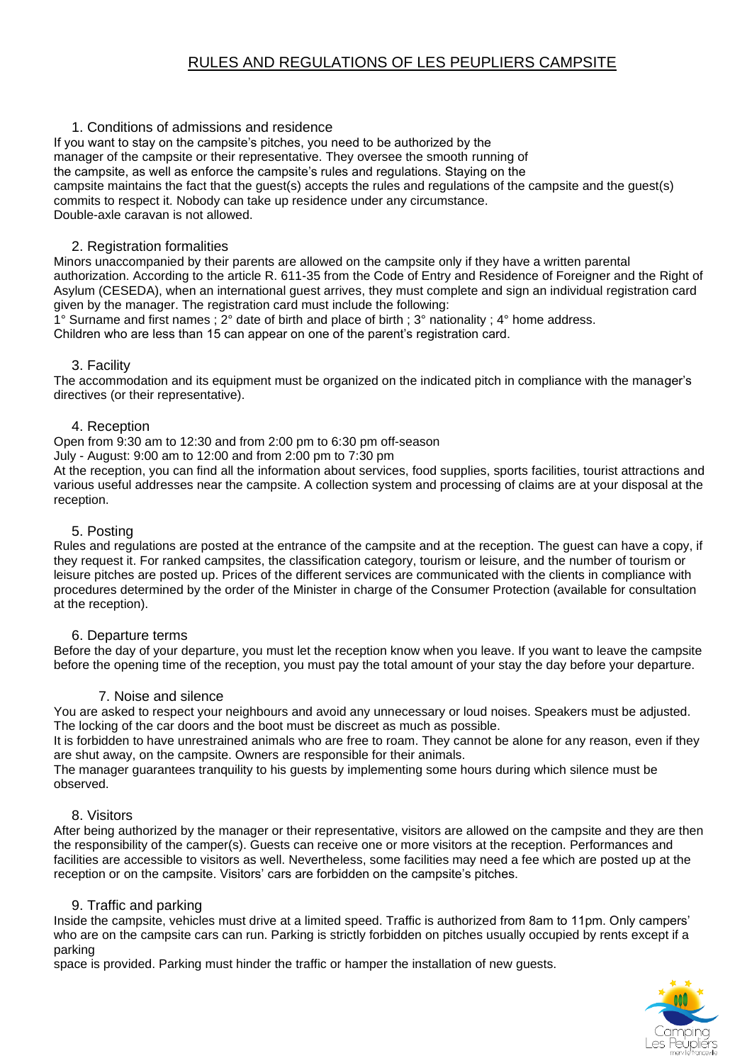# RULES AND REGULATIONS OF LES PEUPLIERS CAMPSITE

## 1. Conditions of admissions and residence

If you want to stay on the campsite's pitches, you need to be authorized by the manager of the campsite or their representative. They oversee the smooth running of the campsite, as well as enforce the campsite's rules and regulations. Staying on the campsite maintains the fact that the guest(s) accepts the rules and regulations of the campsite and the guest(s) commits to respect it. Nobody can take up residence under any circumstance.
Double-axle caravan is not allowed.

## 2. Registration formalities

Minors unaccompanied by their parents are allowed on the campsite only if they have a written parental authorization. According to the article R. 611-35 from the Code of Entry and Residence of Foreigner and the Right of Asylum (CESEDA), when an international guest arrives, they must complete and sign an individual registration card given by the manager. The registration card must include the following:
1° Surname and first names ; 2° date of birth and place of birth ; 3° nationality ; 4° home address.
Children who are less than 15 can appear on one of the parent's registration card.

## 3. Facility

The accommodation and its equipment must be organized on the indicated pitch in compliance with the manager's directives (or their representative).

## 4. Reception

Open from 9:30 am to 12:30 and from 2:00 pm to 6:30 pm off-season
July - August: 9:00 am to 12:00 and from 2:00 pm to 7:30 pm
At the reception, you can find all the information about services, food supplies, sports facilities, tourist attractions and various useful addresses near the campsite. A collection system and processing of claims are at your disposal at the reception.

## 5. Posting

Rules and regulations are posted at the entrance of the campsite and at the reception. The guest can have a copy, if they request it. For ranked campsites, the classification category, tourism or leisure, and the number of tourism or leisure pitches are posted up. Prices of the different services are communicated with the clients in compliance with procedures determined by the order of the Minister in charge of the Consumer Protection (available for consultation at the reception).

## 6. Departure terms

Before the day of your departure, you must let the reception know when you leave. If you want to leave the campsite before the opening time of the reception, you must pay the total amount of your stay the day before your departure.

## 7. Noise and silence

You are asked to respect your neighbours and avoid any unnecessary or loud noises. Speakers must be adjusted. The locking of the car doors and the boot must be discreet as much as possible.
It is forbidden to have unrestrained animals who are free to roam. They cannot be alone for any reason, even if they are shut away, on the campsite. Owners are responsible for their animals.
The manager guarantees tranquility to his guests by implementing some hours during which silence must be observed.

## 8. Visitors

After being authorized by the manager or their representative, visitors are allowed on the campsite and they are then the responsibility of the camper(s). Guests can receive one or more visitors at the reception. Performances and facilities are accessible to visitors as well. Nevertheless, some facilities may need a fee which are posted up at the reception or on the campsite. Visitors' cars are forbidden on the campsite's pitches.

## 9. Traffic and parking

Inside the campsite, vehicles must drive at a limited speed. Traffic is authorized from 8am to 11pm. Only campers' who are on the campsite cars can run. Parking is strictly forbidden on pitches usually occupied by rents except if a parking
space is provided. Parking must hinder the traffic or hamper the installation of new guests.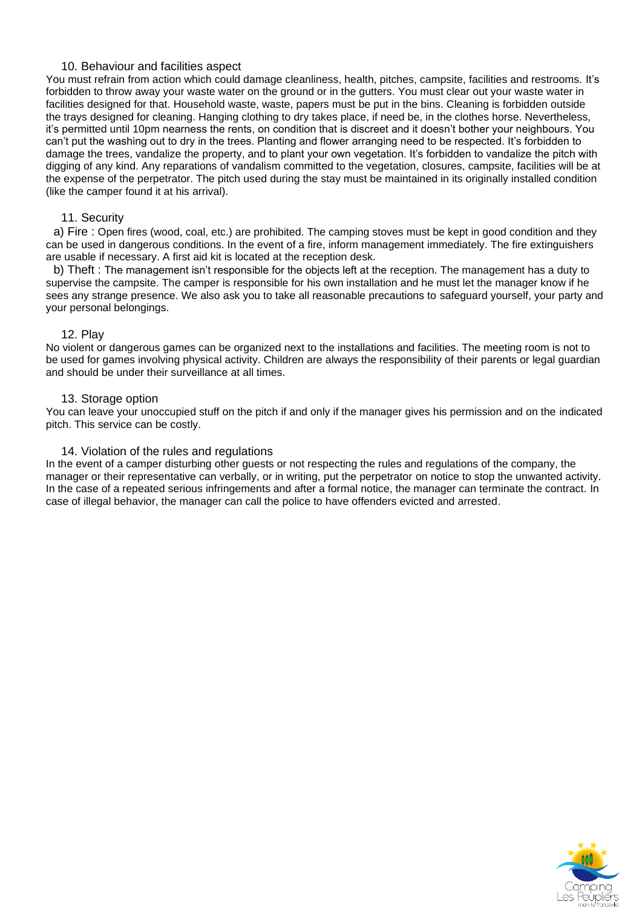## 10. Behaviour and facilities aspect

You must refrain from action which could damage cleanliness, health, pitches, campsite, facilities and restrooms. It's forbidden to throw away your waste water on the ground or in the gutters. You must clear out your waste water in facilities designed for that. Household waste, waste, papers must be put in the bins. Cleaning is forbidden outside the trays designed for cleaning. Hanging clothing to dry takes place, if need be, in the clothes horse. Nevertheless, it's permitted until 10pm nearness the rents, on condition that is discreet and it doesn't bother your neighbours. You can't put the washing out to dry in the trees. Planting and flower arranging need to be respected. It's forbidden to damage the trees, vandalize the property, and to plant your own vegetation. It's forbidden to vandalize the pitch with digging of any kind. Any reparations of vandalism committed to the vegetation, closures, campsite, facilities will be at the expense of the perpetrator. The pitch used during the stay must be maintained in its originally installed condition (like the camper found it at his arrival).

## 11. Security

a) Fire : Open fires (wood, coal, etc.) are prohibited. The camping stoves must be kept in good condition and they can be used in dangerous conditions. In the event of a fire, inform management immediately. The fire extinguishers are usable if necessary. A first aid kit is located at the reception desk.

b) Theft : The management isn't responsible for the objects left at the reception. The management has a duty to supervise the campsite. The camper is responsible for his own installation and he must let the manager know if he sees any strange presence. We also ask you to take all reasonable precautions to safeguard yourself, your party and your personal belongings.

## 12. Play

No violent or dangerous games can be organized next to the installations and facilities. The meeting room is not to be used for games involving physical activity. Children are always the responsibility of their parents or legal guardian and should be under their surveillance at all times.

## 13. Storage option

You can leave your unoccupied stuff on the pitch if and only if the manager gives his permission and on the indicated pitch. This service can be costly.

## 14. Violation of the rules and regulations

In the event of a camper disturbing other guests or not respecting the rules and regulations of the company, the manager or their representative can verbally, or in writing, put the perpetrator on notice to stop the unwanted activity. In the case of a repeated serious infringements and after a formal notice, the manager can terminate the contract. In case of illegal behavior, the manager can call the police to have offenders evicted and arrested.